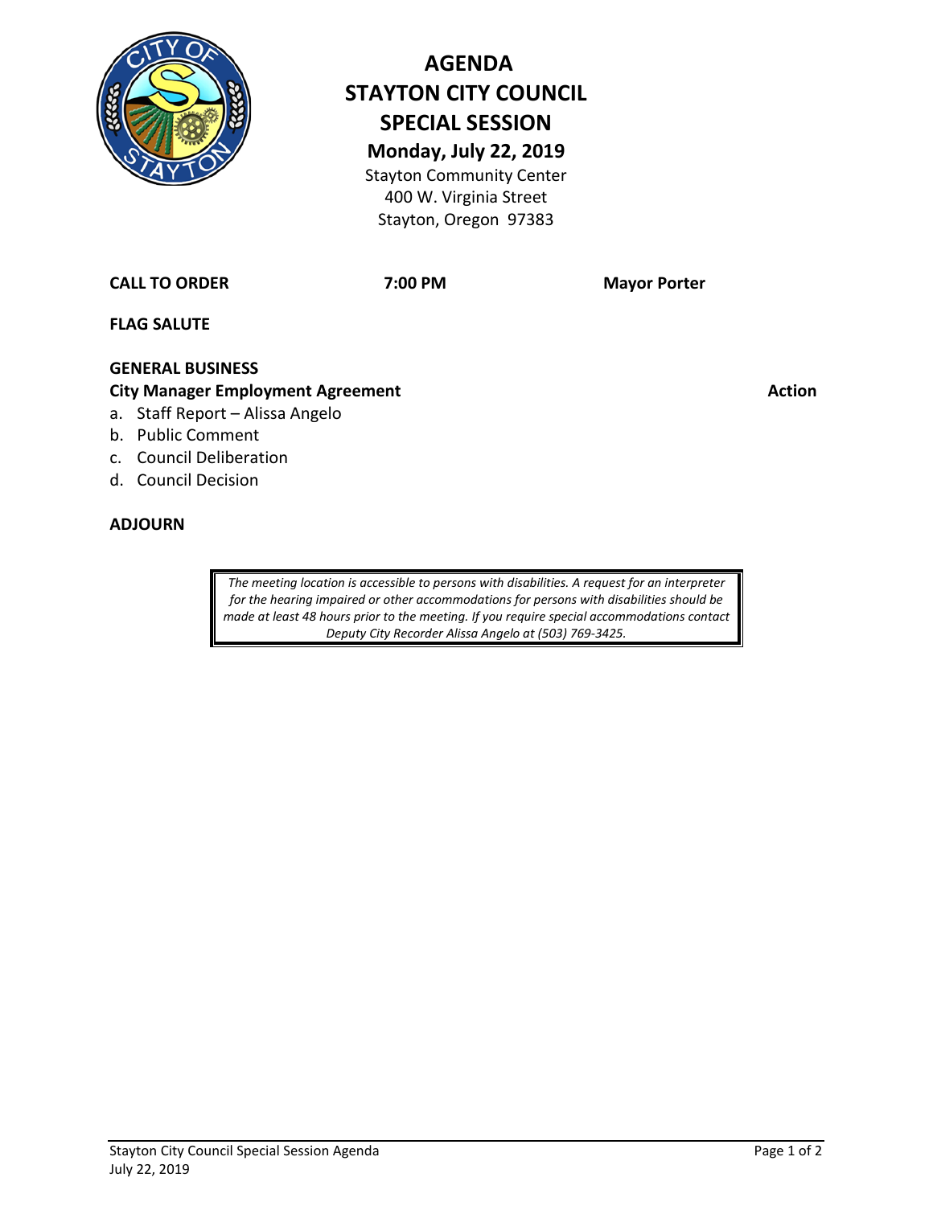# AGENDA
# STAYTON CITY COUNCIL
# SPECIAL SESSION

**Monday, July 22, 2019**

Stayton Community Center
400 W. Virginia Street
Stayton, Oregon 97383

**CALL TO ORDER** **7:00 PM** **Mayor Porter**

**FLAG SALUTE**

**GENERAL BUSINESS**

**City Manager Employment Agreement** **Action**

a. Staff Report – Alissa Angelo
b. Public Comment
c. Council Deliberation
d. Council Decision

**ADJOURN**

*The meeting location is accessible to persons with disabilities. A request for an interpreter for the hearing impaired or other accommodations for persons with disabilities should be made at least 48 hours prior to the meeting. If you require special accommodations contact Deputy City Recorder Alissa Angelo at (503) 769-3425.*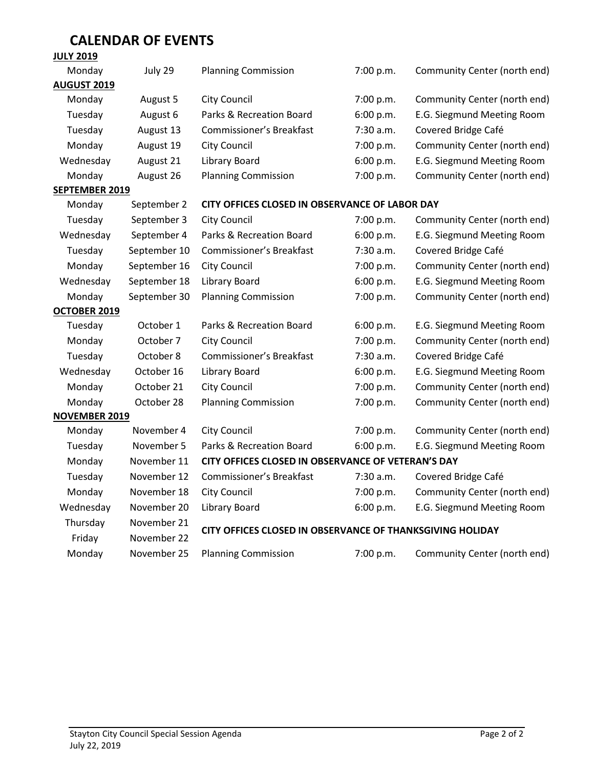# CALENDAR OF EVENTS

| | | | | |
|---|---|---|---|---|
| **JULY 2019** | | | | |
| Monday | July 29 | Planning Commission | 7:00 p.m. | Community Center (north end) |
| **AUGUST 2019** | | | | |
| Monday | August 5 | City Council | 7:00 p.m. | Community Center (north end) |
| Tuesday | August 6 | Parks & Recreation Board | 6:00 p.m. | E.G. Siegmund Meeting Room |
| Tuesday | August 13 | Commissioner's Breakfast | 7:30 a.m. | Covered Bridge Café |
| Monday | August 19 | City Council | 7:00 p.m. | Community Center (north end) |
| Wednesday | August 21 | Library Board | 6:00 p.m. | E.G. Siegmund Meeting Room |
| Monday | August 26 | Planning Commission | 7:00 p.m. | Community Center (north end) |
| **SEPTEMBER 2019** | | | | |
| Monday | September 2 | **CITY OFFICES CLOSED IN OBSERVANCE OF LABOR DAY** | | |
| Tuesday | September 3 | City Council | 7:00 p.m. | Community Center (north end) |
| Wednesday | September 4 | Parks & Recreation Board | 6:00 p.m. | E.G. Siegmund Meeting Room |
| Tuesday | September 10 | Commissioner's Breakfast | 7:30 a.m. | Covered Bridge Café |
| Monday | September 16 | City Council | 7:00 p.m. | Community Center (north end) |
| Wednesday | September 18 | Library Board | 6:00 p.m. | E.G. Siegmund Meeting Room |
| Monday | September 30 | Planning Commission | 7:00 p.m. | Community Center (north end) |
| **OCTOBER 2019** | | | | |
| Tuesday | October 1 | Parks & Recreation Board | 6:00 p.m. | E.G. Siegmund Meeting Room |
| Monday | October 7 | City Council | 7:00 p.m. | Community Center (north end) |
| Tuesday | October 8 | Commissioner's Breakfast | 7:30 a.m. | Covered Bridge Café |
| Wednesday | October 16 | Library Board | 6:00 p.m. | E.G. Siegmund Meeting Room |
| Monday | October 21 | City Council | 7:00 p.m. | Community Center (north end) |
| Monday | October 28 | Planning Commission | 7:00 p.m. | Community Center (north end) |
| **NOVEMBER 2019** | | | | |
| Monday | November 4 | City Council | 7:00 p.m. | Community Center (north end) |
| Tuesday | November 5 | Parks & Recreation Board | 6:00 p.m. | E.G. Siegmund Meeting Room |
| Monday | November 11 | **CITY OFFICES CLOSED IN OBSERVANCE OF VETERAN'S DAY** | | |
| Tuesday | November 12 | Commissioner's Breakfast | 7:30 a.m. | Covered Bridge Café |
| Monday | November 18 | City Council | 7:00 p.m. | Community Center (north end) |
| Wednesday | November 20 | Library Board | 6:00 p.m. | E.G. Siegmund Meeting Room |
| Thursday<br>Friday | November 21<br>November 22 | **CITY OFFICES CLOSED IN OBSERVANCE OF THANKSGIVING HOLIDAY** | | |
| Monday | November 25 | Planning Commission | 7:00 p.m. | Community Center (north end) |

Stayton City Council Special Session Agenda
July 22, 2019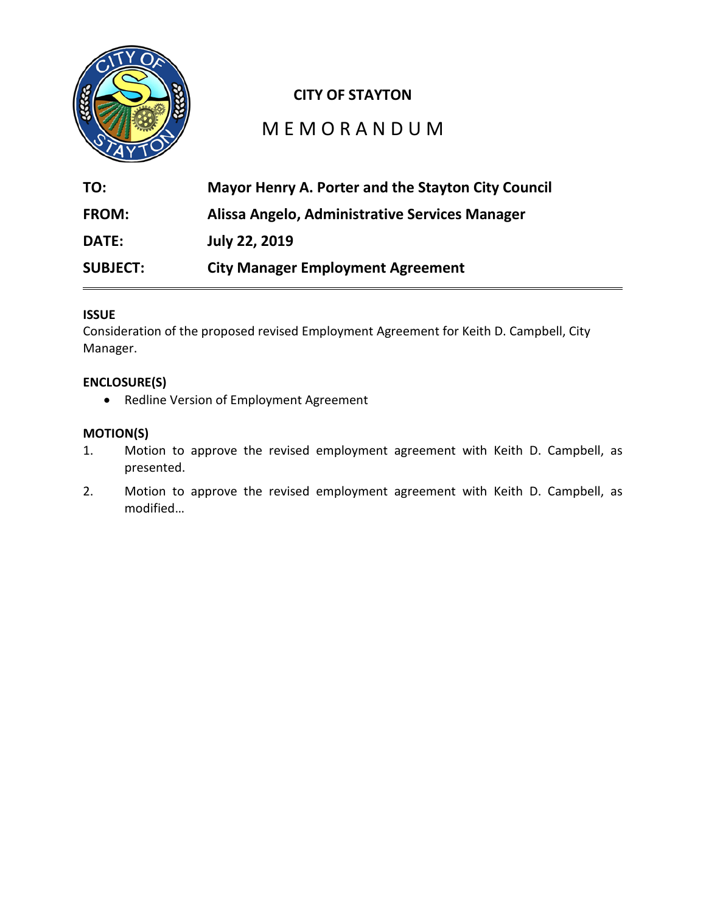# CITY OF STAYTON

## MEMORANDUM

**TO:** **Mayor Henry A. Porter and the Stayton City Council**

**FROM:** **Alissa Angelo, Administrative Services Manager**

**DATE:** **July 22, 2019**

**SUBJECT:** **City Manager Employment Agreement**

---

**ISSUE**

Consideration of the proposed revised Employment Agreement for Keith D. Campbell, City Manager.

**ENCLOSURE(S)**

- Redline Version of Employment Agreement

**MOTION(S)**

1. Motion to approve the revised employment agreement with Keith D. Campbell, as presented.
2. Motion to approve the revised employment agreement with Keith D. Campbell, as modified…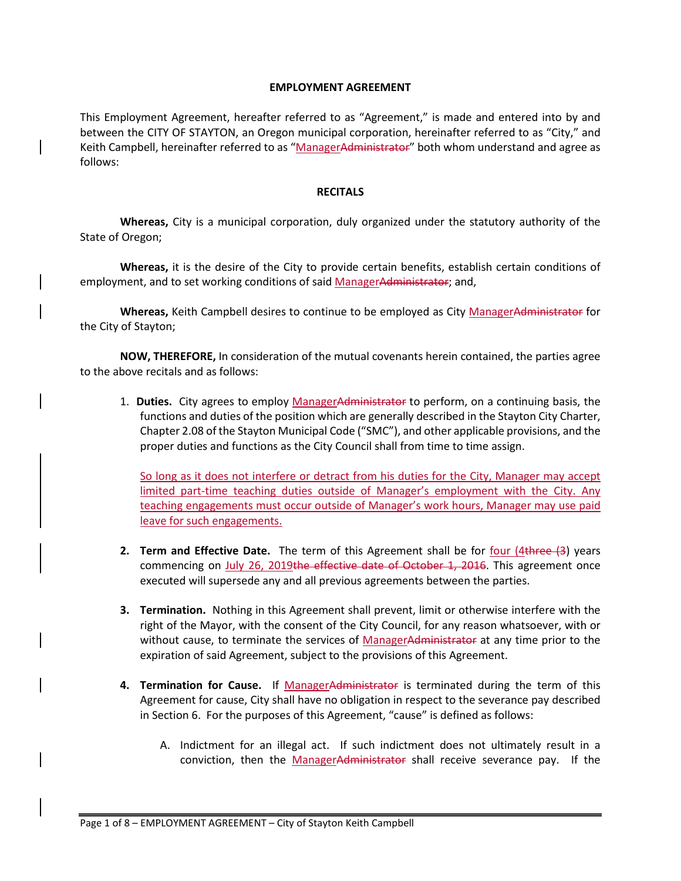**EMPLOYMENT AGREEMENT**

This Employment Agreement, hereafter referred to as "Agreement," is made and entered into by and between the CITY OF STAYTON, an Oregon municipal corporation, hereinafter referred to as "City," and Keith Campbell, hereinafter referred to as "~~Administrator~~Manager" both whom understand and agree as follows:

**RECITALS**

**Whereas,** City is a municipal corporation, duly organized under the statutory authority of the State of Oregon;

**Whereas,** it is the desire of the City to provide certain benefits, establish certain conditions of employment, and to set working conditions of said ~~Administrator~~Manager; and,

**Whereas,** Keith Campbell desires to continue to be employed as City ~~Administrator~~Manager for the City of Stayton;

**NOW, THEREFORE,** In consideration of the mutual covenants herein contained, the parties agree to the above recitals and as follows:

1. **Duties.** City agrees to employ ~~Administrator~~Manager to perform, on a continuing basis, the functions and duties of the position which are generally described in the Stayton City Charter, Chapter 2.08 of the Stayton Municipal Code ("SMC"), and other applicable provisions, and the proper duties and functions as the City Council shall from time to time assign.

   So long as it does not interfere or detract from his duties for the City, Manager may accept limited part-time teaching duties outside of Manager's employment with the City. Any teaching engagements must occur outside of Manager's work hours, Manager may use paid leave for such engagements.

2. **Term and Effective Date.** The term of this Agreement shall be for ~~three (3~~four (4) years commencing on ~~the effective date of October 1, 2016~~July 26, 2019. This agreement once executed will supersede any and all previous agreements between the parties.

3. **Termination.** Nothing in this Agreement shall prevent, limit or otherwise interfere with the right of the Mayor, with the consent of the City Council, for any reason whatsoever, with or without cause, to terminate the services of ~~Administrator~~Manager at any time prior to the expiration of said Agreement, subject to the provisions of this Agreement.

4. **Termination for Cause.** If ~~Administrator~~Manager is terminated during the term of this Agreement for cause, City shall have no obligation in respect to the severance pay described in Section 6. For the purposes of this Agreement, "cause" is defined as follows:

   A. Indictment for an illegal act. If such indictment does not ultimately result in a conviction, then the ~~Administrator~~Manager shall receive severance pay. If the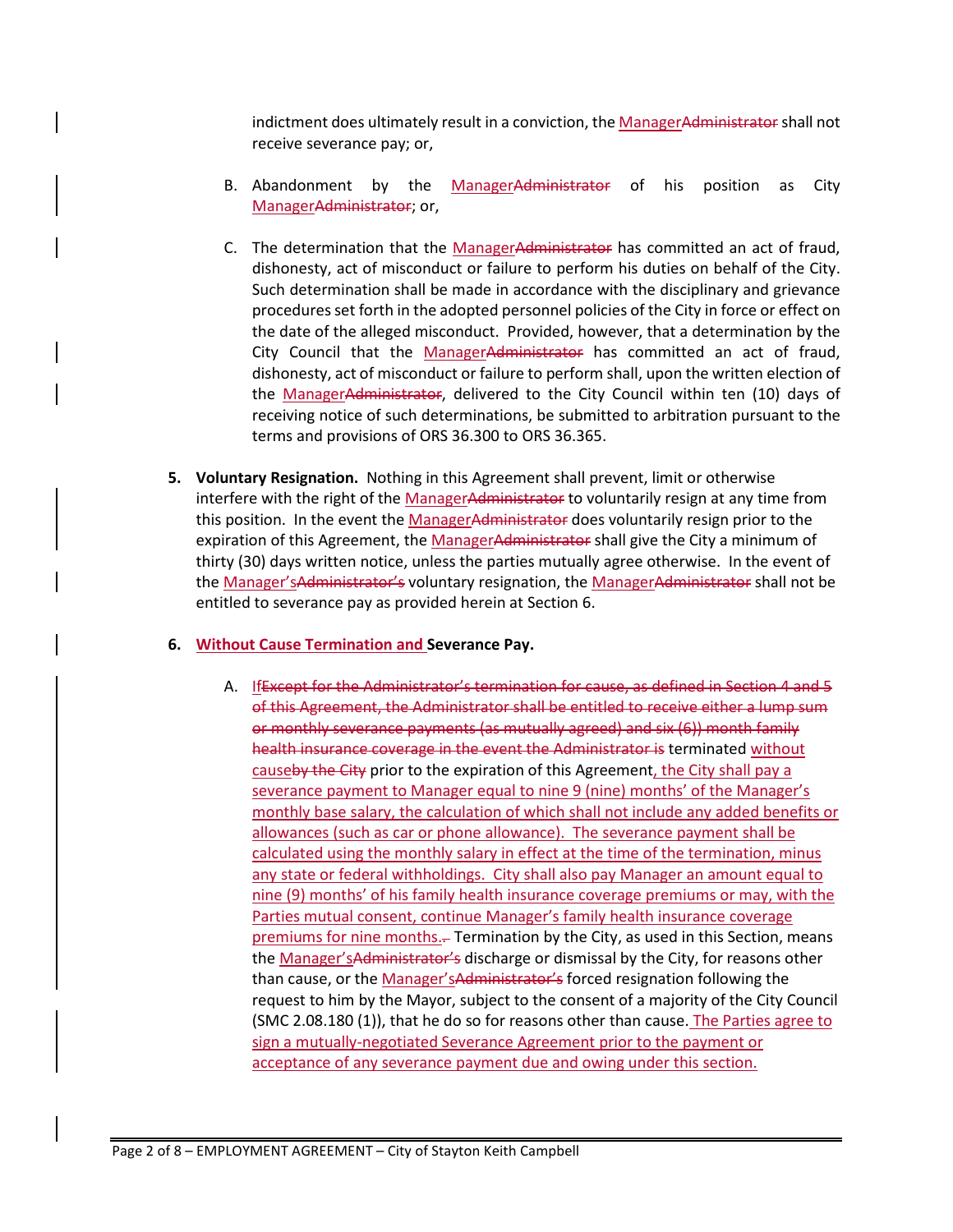indictment does ultimately result in a conviction, the Manager~~Administrator~~ shall not receive severance pay; or,

B. Abandonment by the Manager~~Administrator~~ of his position as City Manager~~Administrator~~; or,

C. The determination that the Manager~~Administrator~~ has committed an act of fraud, dishonesty, act of misconduct or failure to perform his duties on behalf of the City. Such determination shall be made in accordance with the disciplinary and grievance procedures set forth in the adopted personnel policies of the City in force or effect on the date of the alleged misconduct. Provided, however, that a determination by the City Council that the Manager~~Administrator~~ has committed an act of fraud, dishonesty, act of misconduct or failure to perform shall, upon the written election of the Manager~~Administrator~~, delivered to the City Council within ten (10) days of receiving notice of such determinations, be submitted to arbitration pursuant to the terms and provisions of ORS 36.300 to ORS 36.365.

5. **Voluntary Resignation.** Nothing in this Agreement shall prevent, limit or otherwise interfere with the right of the Manager~~Administrator~~ to voluntarily resign at any time from this position. In the event the Manager~~Administrator~~ does voluntarily resign prior to the expiration of this Agreement, the Manager~~Administrator~~ shall give the City a minimum of thirty (30) days written notice, unless the parties mutually agree otherwise. In the event of the Manager's~~Administrator's~~ voluntary resignation, the Manager~~Administrator~~ shall not be entitled to severance pay as provided herein at Section 6.

6. **Without Cause Termination and Severance Pay.**

A. If~~Except for the Administrator's termination for cause, as defined in Section 4 and 5 of this Agreement, the Administrator shall be entitled to receive either a lump sum or monthly severance payments (as mutually agreed) and six (6)) month family health insurance coverage in the event the Administrator is~~ terminated without cause~~by the City~~ prior to the expiration of this Agreement, the City shall pay a severance payment to Manager equal to nine 9 (nine) months' of the Manager's monthly base salary, the calculation of which shall not include any added benefits or allowances (such as car or phone allowance). The severance payment shall be calculated using the monthly salary in effect at the time of the termination, minus any state or federal withholdings. City shall also pay Manager an amount equal to nine (9) months' of his family health insurance coverage premiums or may, with the Parties mutual consent, continue Manager's family health insurance coverage premiums for nine months.~~.~~ Termination by the City, as used in this Section, means the Manager's~~Administrator's~~ discharge or dismissal by the City, for reasons other than cause, or the Manager's~~Administrator's~~ forced resignation following the request to him by the Mayor, subject to the consent of a majority of the City Council (SMC 2.08.180 (1)), that he do so for reasons other than cause. The Parties agree to sign a mutually-negotiated Severance Agreement prior to the payment or acceptance of any severance payment due and owing under this section.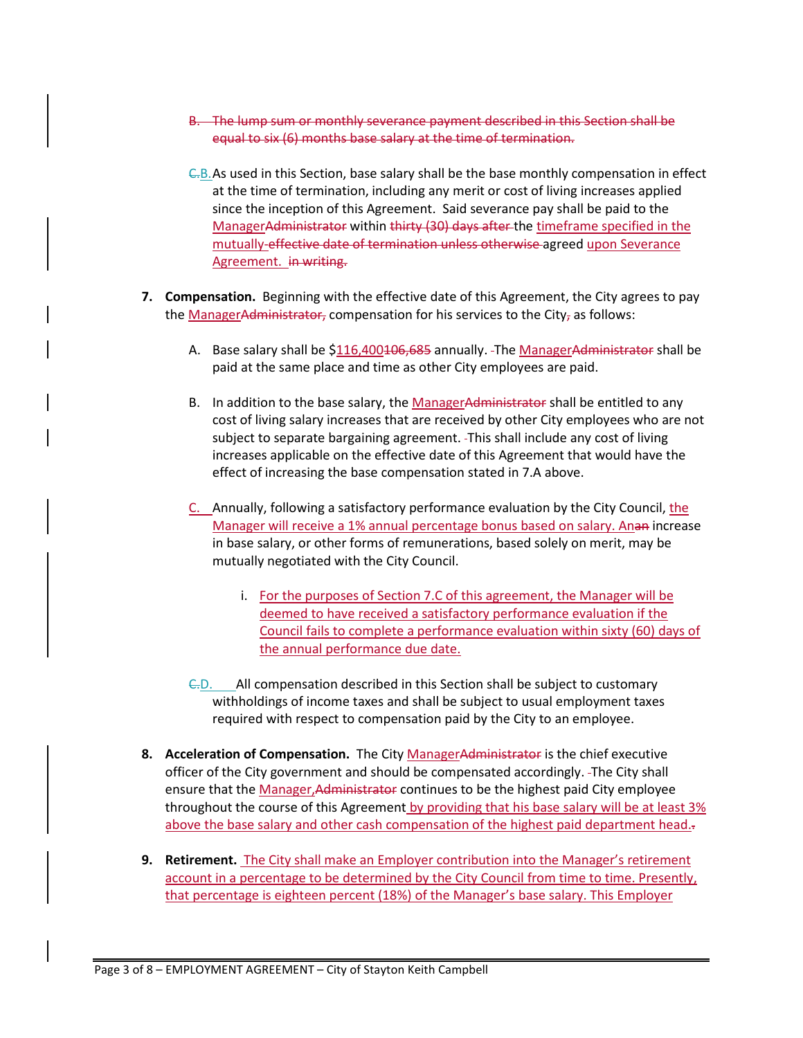B. ~~The lump sum or monthly severance payment described in this Section shall be equal to six (6) months base salary at the time of termination.~~

~~C.~~B. As used in this Section, base salary shall be the base monthly compensation in effect at the time of termination, including any merit or cost of living increases applied since the inception of this Agreement. Said severance pay shall be paid to the Manager~~Administrator~~ within ~~thirty (30) days after~~ the timeframe specified in the mutually-~~effective date of termination unless otherwise~~ agreed upon Severance Agreement. ~~in writing.~~

7. **Compensation.** Beginning with the effective date of this Agreement, the City agrees to pay the Manager~~Administrator,~~ compensation for his services to the City~~,~~ as follows:

   A. Base salary shall be $116,400~~106,685~~ annually. The Manager~~Administrator~~ shall be paid at the same place and time as other City employees are paid.

   B. In addition to the base salary, the Manager~~Administrator~~ shall be entitled to any cost of living salary increases that are received by other City employees who are not subject to separate bargaining agreement. This shall include any cost of living increases applicable on the effective date of this Agreement that would have the effect of increasing the base compensation stated in 7.A above.

   C. Annually, following a satisfactory performance evaluation by the City Council, the Manager will receive a 1% annual percentage bonus based on salary. An~~an~~ increase in base salary, or other forms of remunerations, based solely on merit, may be mutually negotiated with the City Council.

      i. For the purposes of Section 7.C of this agreement, the Manager will be deemed to have received a satisfactory performance evaluation if the Council fails to complete a performance evaluation within sixty (60) days of the annual performance due date.

   ~~C.~~D. All compensation described in this Section shall be subject to customary withholdings of income taxes and shall be subject to usual employment taxes required with respect to compensation paid by the City to an employee.

8. **Acceleration of Compensation.** The City Manager~~Administrator~~ is the chief executive officer of the City government and should be compensated accordingly. The City shall ensure that the Manager,~~Administrator~~ continues to be the highest paid City employee throughout the course of this Agreement by providing that his base salary will be at least 3% above the base salary and other cash compensation of the highest paid department head.~~.~~

9. **Retirement.** The City shall make an Employer contribution into the Manager's retirement account in a percentage to be determined by the City Council from time to time. Presently, that percentage is eighteen percent (18%) of the Manager's base salary. This Employer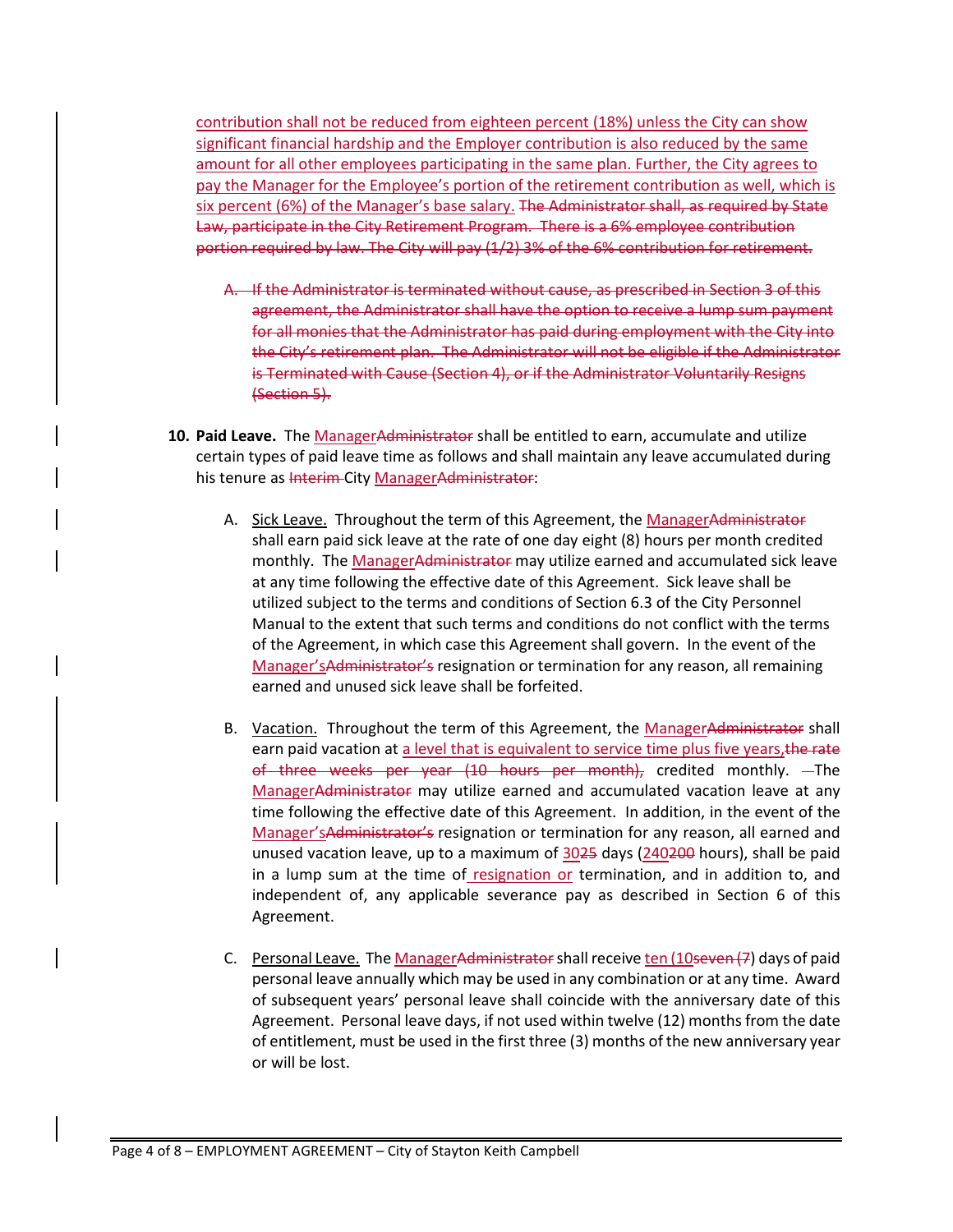contribution shall not be reduced from eighteen percent (18%) unless the City can show significant financial hardship and the Employer contribution is also reduced by the same amount for all other employees participating in the same plan. Further, the City agrees to pay the Manager for the Employee's portion of the retirement contribution as well, which is six percent (6%) of the Manager's base salary. ~~The Administrator shall, as required by State Law, participate in the City Retirement Program. There is a 6% employee contribution portion required by law. The City will pay (1/2) 3% of the 6% contribution for retirement.~~

~~A. If the Administrator is terminated without cause, as prescribed in Section 3 of this agreement, the Administrator shall have the option to receive a lump sum payment for all monies that the Administrator has paid during employment with the City into the City's retirement plan. The Administrator will not be eligible if the Administrator is Terminated with Cause (Section 4), or if the Administrator Voluntarily Resigns (Section 5).~~

**10. Paid Leave.** The Manager~~Administrator~~ shall be entitled to earn, accumulate and utilize certain types of paid leave time as follows and shall maintain any leave accumulated during his tenure as ~~Interim~~ City Manager~~Administrator~~:

A. Sick Leave. Throughout the term of this Agreement, the Manager~~Administrator~~ shall earn paid sick leave at the rate of one day eight (8) hours per month credited monthly. The Manager~~Administrator~~ may utilize earned and accumulated sick leave at any time following the effective date of this Agreement. Sick leave shall be utilized subject to the terms and conditions of Section 6.3 of the City Personnel Manual to the extent that such terms and conditions do not conflict with the terms of the Agreement, in which case this Agreement shall govern. In the event of the Manager's~~Administrator's~~ resignation or termination for any reason, all remaining earned and unused sick leave shall be forfeited.

B. Vacation. Throughout the term of this Agreement, the Manager~~Administrator~~ shall earn paid vacation at a level that is equivalent to service time plus five years,~~the rate of three weeks per year (10 hours per month),~~ credited monthly. The Manager~~Administrator~~ may utilize earned and accumulated vacation leave at any time following the effective date of this Agreement. In addition, in the event of the Manager's~~Administrator's~~ resignation or termination for any reason, all earned and unused vacation leave, up to a maximum of 30~~25~~ days (240~~200~~ hours), shall be paid in a lump sum at the time of resignation or termination, and in addition to, and independent of, any applicable severance pay as described in Section 6 of this Agreement.

C. Personal Leave. The Manager~~Administrator~~ shall receive ten (10~~seven (7~~) days of paid personal leave annually which may be used in any combination or at any time. Award of subsequent years' personal leave shall coincide with the anniversary date of this Agreement. Personal leave days, if not used within twelve (12) months from the date of entitlement, must be used in the first three (3) months of the new anniversary year or will be lost.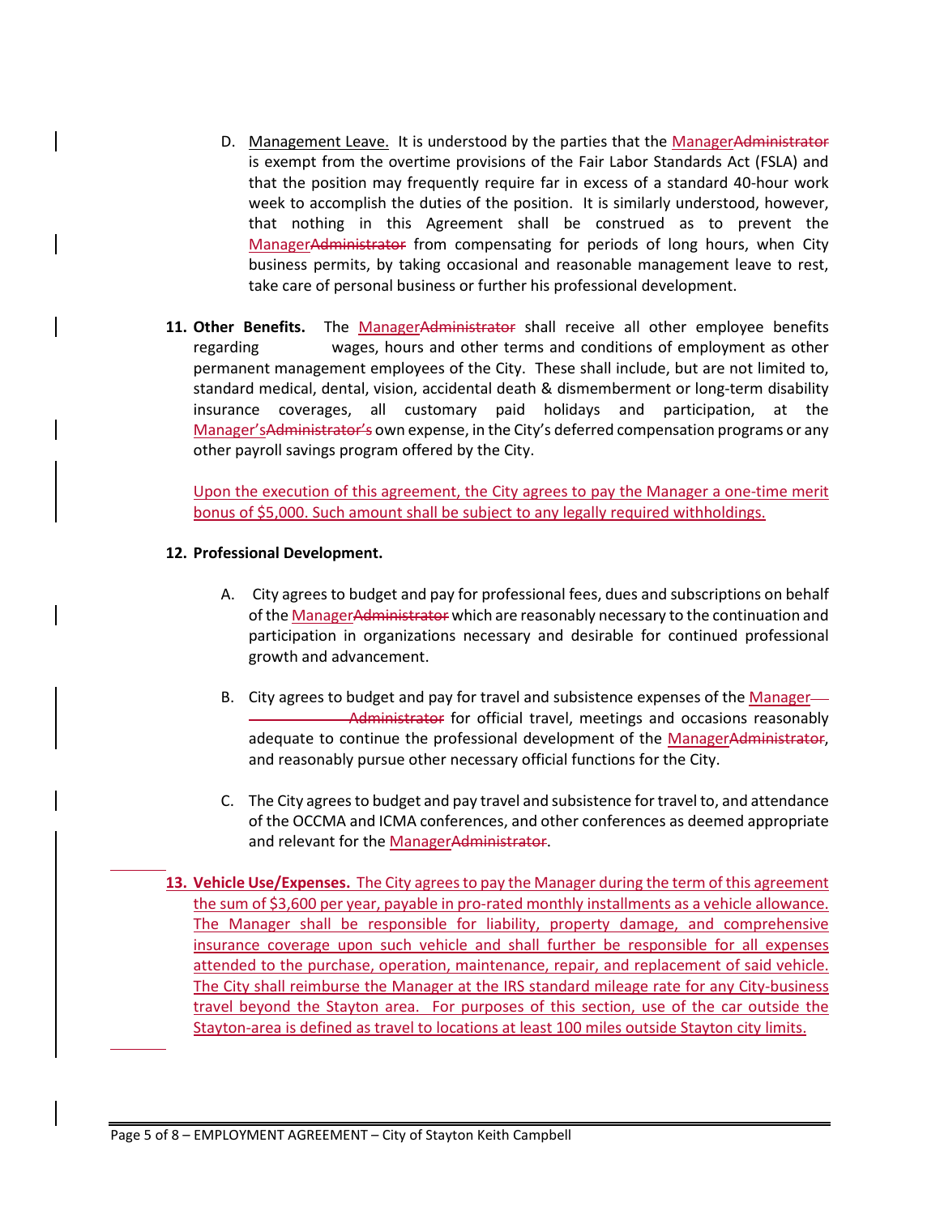D. Management Leave. It is understood by the parties that the ManagerAdministrator is exempt from the overtime provisions of the Fair Labor Standards Act (FSLA) and that the position may frequently require far in excess of a standard 40-hour work week to accomplish the duties of the position. It is similarly understood, however, that nothing in this Agreement shall be construed as to prevent the ManagerAdministrator from compensating for periods of long hours, when City business permits, by taking occasional and reasonable management leave to rest, take care of personal business or further his professional development.

**11. Other Benefits.** The ManagerAdministrator shall receive all other employee benefits regarding wages, hours and other terms and conditions of employment as other permanent management employees of the City. These shall include, but are not limited to, standard medical, dental, vision, accidental death & dismemberment or long-term disability insurance coverages, all customary paid holidays and participation, at the Manager'sAdministrator's own expense, in the City's deferred compensation programs or any other payroll savings program offered by the City.

Upon the execution of this agreement, the City agrees to pay the Manager a one-time merit bonus of $5,000. Such amount shall be subject to any legally required withholdings.

**12. Professional Development.**

A. City agrees to budget and pay for professional fees, dues and subscriptions on behalf of the ManagerAdministrator which are reasonably necessary to the continuation and participation in organizations necessary and desirable for continued professional growth and advancement.

B. City agrees to budget and pay for travel and subsistence expenses of the Manager Administrator for official travel, meetings and occasions reasonably adequate to continue the professional development of the ManagerAdministrator, and reasonably pursue other necessary official functions for the City.

C. The City agrees to budget and pay travel and subsistence for travel to, and attendance of the OCCMA and ICMA conferences, and other conferences as deemed appropriate and relevant for the ManagerAdministrator.

**13. Vehicle Use/Expenses.** The City agrees to pay the Manager during the term of this agreement the sum of $3,600 per year, payable in pro-rated monthly installments as a vehicle allowance. The Manager shall be responsible for liability, property damage, and comprehensive insurance coverage upon such vehicle and shall further be responsible for all expenses attended to the purchase, operation, maintenance, repair, and replacement of said vehicle. The City shall reimburse the Manager at the IRS standard mileage rate for any City-business travel beyond the Stayton area. For purposes of this section, use of the car outside the Stayton-area is defined as travel to locations at least 100 miles outside Stayton city limits.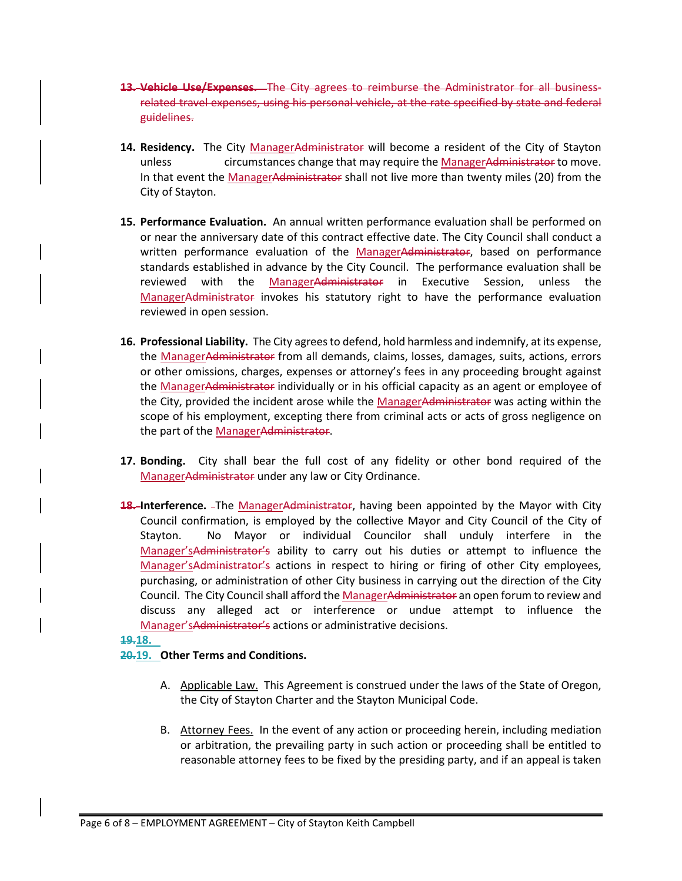13. **Vehicle Use/Expenses.** The City agrees to reimburse the Administrator for all business-related travel expenses, using his personal vehicle, at the rate specified by state and federal guidelines.

14. **Residency.** The City ManagerAdministrator will become a resident of the City of Stayton unless circumstances change that may require the ManagerAdministrator to move. In that event the ManagerAdministrator shall not live more than twenty miles (20) from the City of Stayton.

15. **Performance Evaluation.** An annual written performance evaluation shall be performed on or near the anniversary date of this contract effective date. The City Council shall conduct a written performance evaluation of the ManagerAdministrator, based on performance standards established in advance by the City Council. The performance evaluation shall be reviewed with the ManagerAdministrator in Executive Session, unless the ManagerAdministrator invokes his statutory right to have the performance evaluation reviewed in open session.

16. **Professional Liability.** The City agrees to defend, hold harmless and indemnify, at its expense, the ManagerAdministrator from all demands, claims, losses, damages, suits, actions, errors or other omissions, charges, expenses or attorney's fees in any proceeding brought against the ManagerAdministrator individually or in his official capacity as an agent or employee of the City, provided the incident arose while the ManagerAdministrator was acting within the scope of his employment, excepting there from criminal acts or acts of gross negligence on the part of the ManagerAdministrator.

17. **Bonding.** City shall bear the full cost of any fidelity or other bond required of the ManagerAdministrator under any law or City Ordinance.

18. **Interference.** The ManagerAdministrator, having been appointed by the Mayor with City Council confirmation, is employed by the collective Mayor and City Council of the City of Stayton. No Mayor or individual Councilor shall unduly interfere in the Manager'sAdministrator's ability to carry out his duties or attempt to influence the Manager'sAdministrator's actions in respect to hiring or firing of other City employees, purchasing, or administration of other City business in carrying out the direction of the City Council. The City Council shall afford the ManagerAdministrator an open forum to review and discuss any alleged act or interference or undue attempt to influence the Manager'sAdministrator's actions or administrative decisions.

19.18.

20.19. **Other Terms and Conditions.**

   A. Applicable Law. This Agreement is construed under the laws of the State of Oregon, the City of Stayton Charter and the Stayton Municipal Code.

   B. Attorney Fees. In the event of any action or proceeding herein, including mediation or arbitration, the prevailing party in such action or proceeding shall be entitled to reasonable attorney fees to be fixed by the presiding party, and if an appeal is taken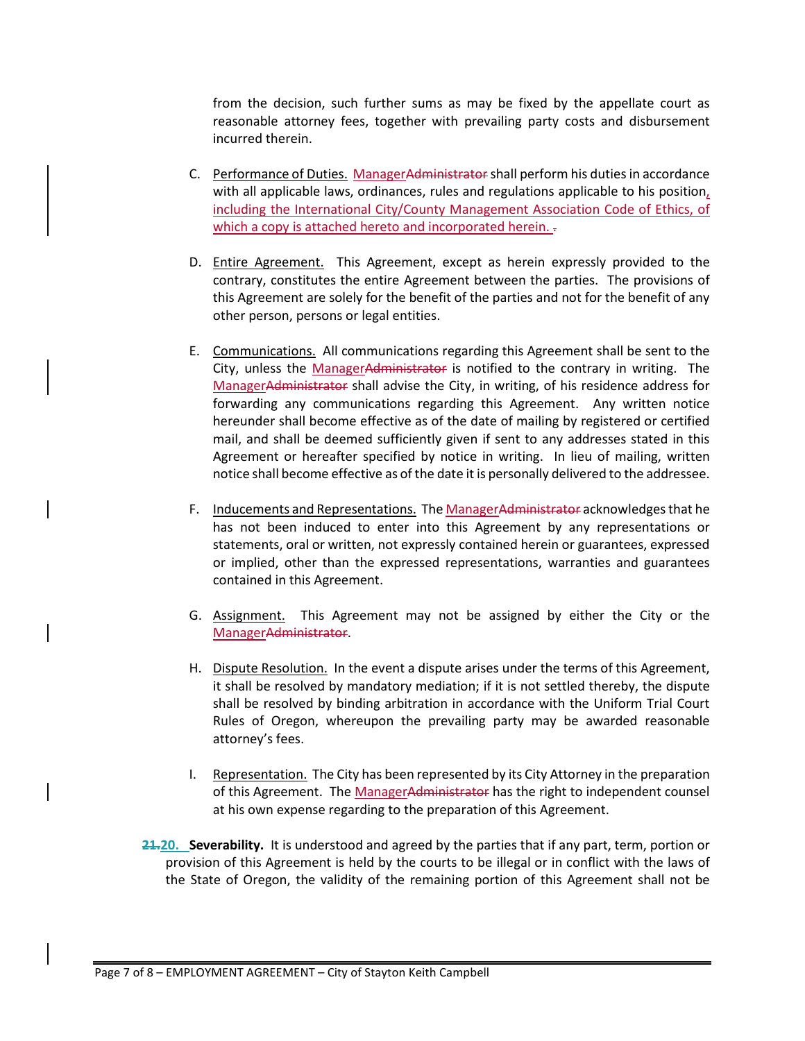from the decision, such further sums as may be fixed by the appellate court as reasonable attorney fees, together with prevailing party costs and disbursement incurred therein.

C. Performance of Duties. ManagerAdministrator shall perform his duties in accordance with all applicable laws, ordinances, rules and regulations applicable to his position, including the International City/County Management Association Code of Ethics, of which a copy is attached hereto and incorporated herein. .

D. Entire Agreement. This Agreement, except as herein expressly provided to the contrary, constitutes the entire Agreement between the parties. The provisions of this Agreement are solely for the benefit of the parties and not for the benefit of any other person, persons or legal entities.

E. Communications. All communications regarding this Agreement shall be sent to the City, unless the ManagerAdministrator is notified to the contrary in writing. The ManagerAdministrator shall advise the City, in writing, of his residence address for forwarding any communications regarding this Agreement. Any written notice hereunder shall become effective as of the date of mailing by registered or certified mail, and shall be deemed sufficiently given if sent to any addresses stated in this Agreement or hereafter specified by notice in writing. In lieu of mailing, written notice shall become effective as of the date it is personally delivered to the addressee.

F. Inducements and Representations. The ManagerAdministrator acknowledges that he has not been induced to enter into this Agreement by any representations or statements, oral or written, not expressly contained herein or guarantees, expressed or implied, other than the expressed representations, warranties and guarantees contained in this Agreement.

G. Assignment. This Agreement may not be assigned by either the City or the ManagerAdministrator.

H. Dispute Resolution. In the event a dispute arises under the terms of this Agreement, it shall be resolved by mandatory mediation; if it is not settled thereby, the dispute shall be resolved by binding arbitration in accordance with the Uniform Trial Court Rules of Oregon, whereupon the prevailing party may be awarded reasonable attorney's fees.

I. Representation. The City has been represented by its City Attorney in the preparation of this Agreement. The ManagerAdministrator has the right to independent counsel at his own expense regarding to the preparation of this Agreement.

21.20. **Severability.** It is understood and agreed by the parties that if any part, term, portion or provision of this Agreement is held by the courts to be illegal or in conflict with the laws of the State of Oregon, the validity of the remaining portion of this Agreement shall not be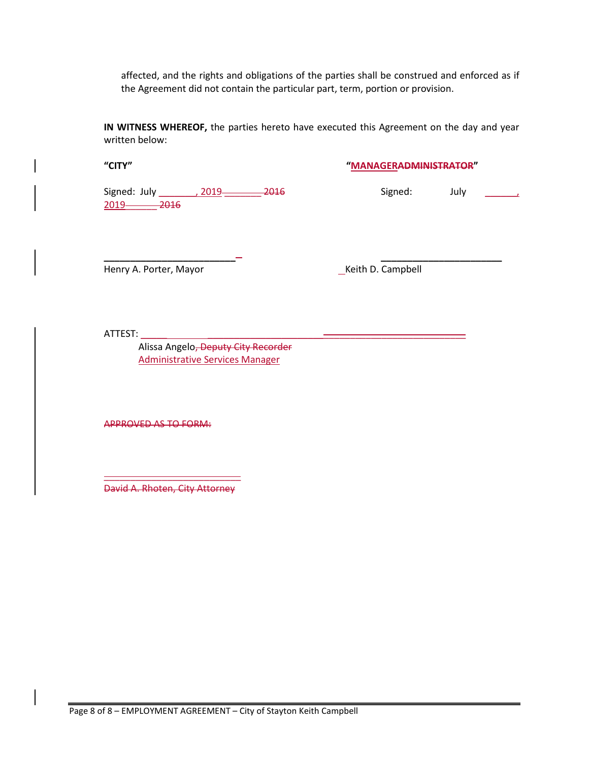affected, and the rights and obligations of the parties shall be construed and enforced as if the Agreement did not contain the particular part, term, portion or provision.

**IN WITNESS WHEREOF,** the parties hereto have executed this Agreement on the day and year written below:

**"CITY"**

Signed: July _______, 2019~~_______ 2016~~

_________________________

Henry A. Porter, Mayor

**"MANAGER~~ADMINISTRATOR~~"**

Signed: July ______, 2019~~______ 2016~~

_________________________

Keith D. Campbell

ATTEST: _________________________

Alissa Angelo~~, Deputy City Recorder~~
Administrative Services Manager

~~APPROVED AS TO FORM:~~

~~_________________________~~

~~David A. Rhoten, City Attorney~~